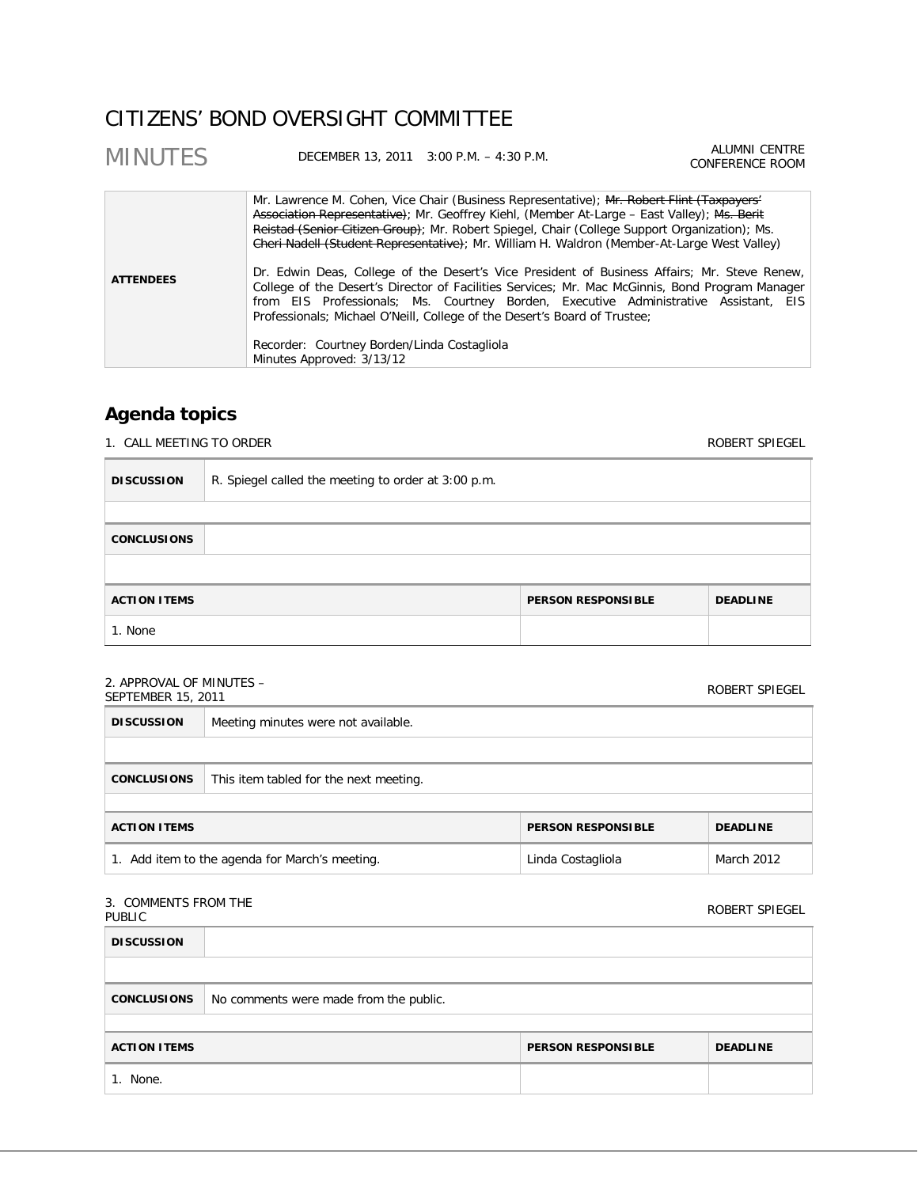# CITIZENS' BOND OVERSIGHT COMMITTEE

## MINUTES

DECEMBER 13, 2011 3:00 P.M. – 4:30 P.M.

ALUMNI CENTRE CONFERENCE ROOM

| | |
|---|---|
| **ATTENDEES** | Mr. Lawrence M. Cohen, Vice Chair (Business Representative); ~~Mr. Robert Flint (Taxpayers' Association Representative)~~; Mr. Geoffrey Kiehl, (Member At-Large – East Valley); ~~Ms. Berit Reistad (Senior Citizen Group)~~; Mr. Robert Spiegel, Chair (College Support Organization); Ms. ~~Cheri Nadell (Student Representative)~~; Mr. William H. Waldron (Member-At-Large West Valley)<br><br>Dr. Edwin Deas, College of the Desert's Vice President of Business Affairs; Mr. Steve Renew, College of the Desert's Director of Facilities Services; Mr. Mac McGinnis, Bond Program Manager from EIS Professionals; Ms. Courtney Borden, Executive Administrative Assistant, EIS Professionals; Michael O'Neill, College of the Desert's Board of Trustee;<br><br>Recorder: Courtney Borden/Linda Costagliola<br>Minutes Approved: 3/13/12 |

## Agenda topics

### 1. CALL MEETING TO ORDER — ROBERT SPIEGEL

| | |
|---|---|
| **DISCUSSION** | R. Spiegel called the meeting to order at 3:00 p.m. |
| **CONCLUSIONS** | |

| ACTION ITEMS | PERSON RESPONSIBLE | DEADLINE |
|---|---|---|
| 1. None | | |

### 2. APPROVAL OF MINUTES – SEPTEMBER 15, 2011 — ROBERT SPIEGEL

| | |
|---|---|
| **DISCUSSION** | Meeting minutes were not available. |
| **CONCLUSIONS** | This item tabled for the next meeting. |

| ACTION ITEMS | PERSON RESPONSIBLE | DEADLINE |
|---|---|---|
| 1. Add item to the agenda for March's meeting. | Linda Costagliola | March 2012 |

### 3. COMMENTS FROM THE PUBLIC — ROBERT SPIEGEL

| | |
|---|---|
| **DISCUSSION** | |
| **CONCLUSIONS** | No comments were made from the public. |

| ACTION ITEMS | PERSON RESPONSIBLE | DEADLINE |
|---|---|---|
| 1. None. | | |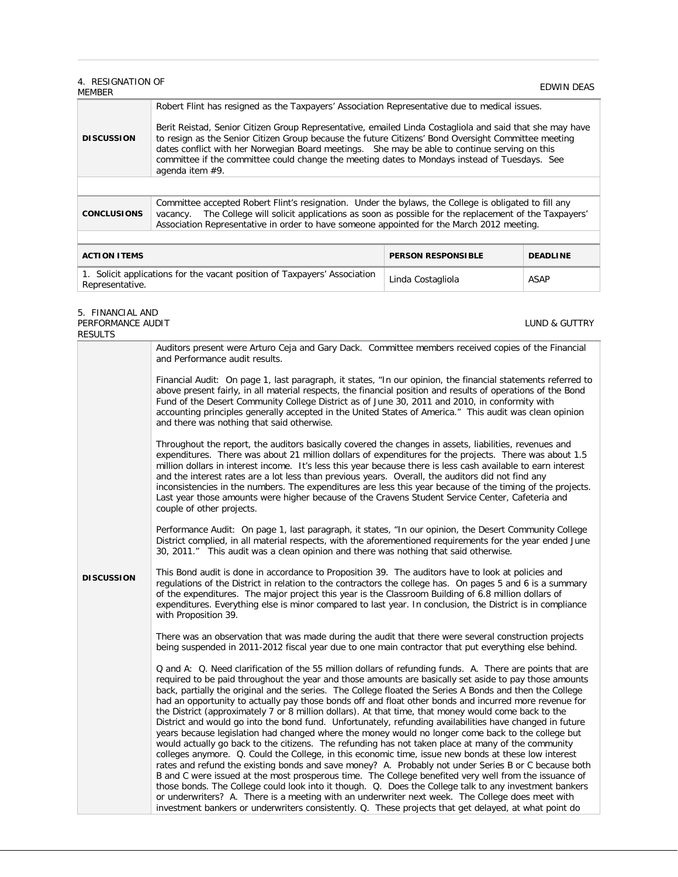## 4. RESIGNATION OF MEMBER

EDWIN DEAS

| | |
|---|---|
| **DISCUSSION** | Robert Flint has resigned as the Taxpayers' Association Representative due to medical issues.<br><br>Berit Reistad, Senior Citizen Group Representative, emailed Linda Costagliola and said that she may have to resign as the Senior Citizen Group because the future Citizens' Bond Oversight Committee meeting dates conflict with her Norwegian Board meetings. She may be able to continue serving on this committee if the committee could change the meeting dates to Mondays instead of Tuesdays. See agenda item #9. |
| **CONCLUSIONS** | Committee accepted Robert Flint's resignation. Under the bylaws, the College is obligated to fill any vacancy. The College will solicit applications as soon as possible for the replacement of the Taxpayers' Association Representative in order to have someone appointed for the March 2012 meeting. |

| ACTION ITEMS | PERSON RESPONSIBLE | DEADLINE |
|---|---|---|
| 1. Solicit applications for the vacant position of Taxpayers' Association Representative. | Linda Costagliola | ASAP |

## 5. FINANCIAL AND PERFORMANCE AUDIT RESULTS

LUND & GUTTRY

| | |
|---|---|
| **DISCUSSION** | Auditors present were Arturo Ceja and Gary Dack. Committee members received copies of the Financial and Performance audit results.<br><br>Financial Audit: On page 1, last paragraph, it states, "In our opinion, the financial statements referred to above present fairly, in all material respects, the financial position and results of operations of the Bond Fund of the Desert Community College District as of June 30, 2011 and 2010, in conformity with accounting principles generally accepted in the United States of America." This audit was clean opinion and there was nothing that said otherwise.<br><br>Throughout the report, the auditors basically covered the changes in assets, liabilities, revenues and expenditures. There was about 21 million dollars of expenditures for the projects. There was about 1.5 million dollars in interest income. It's less this year because there is less cash available to earn interest and the interest rates are a lot less than previous years. Overall, the auditors did not find any inconsistencies in the numbers. The expenditures are less this year because of the timing of the projects. Last year those amounts were higher because of the Cravens Student Service Center, Cafeteria and couple of other projects.<br><br>Performance Audit: On page 1, last paragraph, it states, "In our opinion, the Desert Community College District complied, in all material respects, with the aforementioned requirements for the year ended June 30, 2011." This audit was a clean opinion and there was nothing that said otherwise.<br><br>This Bond audit is done in accordance to Proposition 39. The auditors have to look at policies and regulations of the District in relation to the contractors the college has. On pages 5 and 6 is a summary of the expenditures. The major project this year is the Classroom Building of 6.8 million dollars of expenditures. Everything else is minor compared to last year. In conclusion, the District is in compliance with Proposition 39.<br><br>There was an observation that was made during the audit that there were several construction projects being suspended in 2011-2012 fiscal year due to one main contractor that put everything else behind.<br><br>Q and A: Q. Need clarification of the 55 million dollars of refunding funds. A. There are points that are required to be paid throughout the year and those amounts are basically set aside to pay those amounts back, partially the original and the series. The College floated the Series A Bonds and then the College had an opportunity to actually pay those bonds off and float other bonds and incurred more revenue for the District (approximately 7 or 8 million dollars). At that time, that money would come back to the District and would go into the bond fund. Unfortunately, refunding availabilities have changed in future years because legislation had changed where the money would no longer come back to the college but would actually go back to the citizens. The refunding has not taken place at many of the community colleges anymore. Q. Could the College, in this economic time, issue new bonds at these low interest rates and refund the existing bonds and save money? A. Probably not under Series B or C because both B and C were issued at the most prosperous time. The College benefited very well from the issuance of those bonds. The College could look into it though. Q. Does the College talk to any investment bankers or underwriters? A. There is a meeting with an underwriter next week. The College does meet with investment bankers or underwriters consistently. Q. These projects that get delayed, at what point do |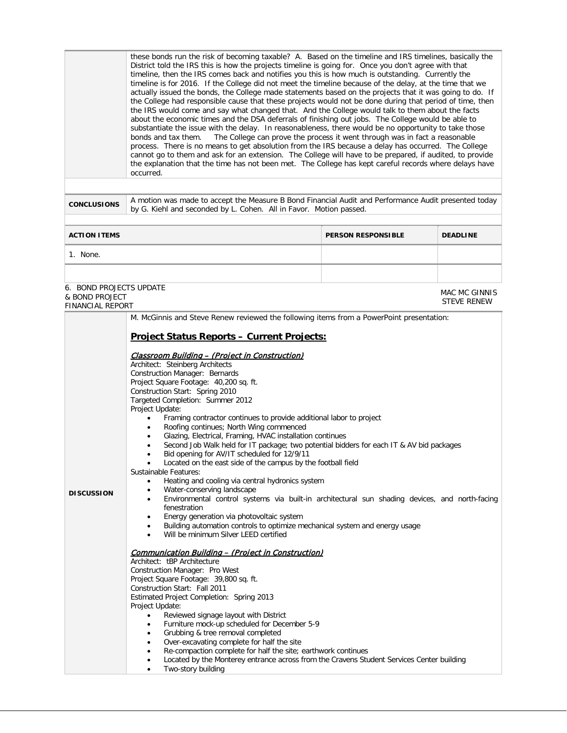| | |
|---|---|
| | these bonds run the risk of becoming taxable? A. Based on the timeline and IRS timelines, basically the District told the IRS this is how the projects timeline is going for. Once you don't agree with that timeline, then the IRS comes back and notifies you this is how much is outstanding. Currently the timeline is for 2016. If the College did not meet the timeline because of the delay, at the time that we actually issued the bonds, the College made statements based on the projects that it was going to do. If the College had responsible cause that these projects would not be done during that period of time, then the IRS would come and say what changed that. And the College would talk to them about the facts about the economic times and the DSA deferrals of finishing out jobs. The College would be able to substantiate the issue with the delay. In reasonableness, there would be no opportunity to take those bonds and tax them. The College can prove the process it went through was in fact a reasonable process. There is no means to get absolution from the IRS because a delay has occurred. The College cannot go to them and ask for an extension. The College will have to be prepared, if audited, to provide the explanation that the time has not been met. The College has kept careful records where delays have occurred. |
| | |
| **CONCLUSIONS** | A motion was made to accept the Measure B Bond Financial Audit and Performance Audit presented today by G. Kiehl and seconded by L. Cohen. All in Favor. Motion passed. |

| **ACTION ITEMS** | **PERSON RESPONSIBLE** | **DEADLINE** |
|---|---|---|
| 1. None. | | |
| | | |

6. BOND PROJECTS UPDATE & BOND PROJECT FINANCIAL REPORT — MAC MC GINNIS, STEVE RENEW

**DISCUSSION**

M. McGinnis and Steve Renew reviewed the following items from a PowerPoint presentation:

## Project Status Reports – Current Projects:

*Classroom Building – (Project in Construction)*

Architect: Steinberg Architects
Construction Manager: Bernards
Project Square Footage: 40,200 sq. ft.
Construction Start: Spring 2010
Targeted Completion: Summer 2012
Project Update:

- Framing contractor continues to provide additional labor to project
- Roofing continues; North Wing commenced
- Glazing, Electrical, Framing, HVAC installation continues
- Second Job Walk held for IT package; two potential bidders for each IT & AV bid packages
- Bid opening for AV/IT scheduled for 12/9/11
- Located on the east side of the campus by the football field

Sustainable Features:

- Heating and cooling via central hydronics system
- Water-conserving landscape
- Environmental control systems via built-in architectural sun shading devices, and north-facing fenestration
- Energy generation via photovoltaic system
- Building automation controls to optimize mechanical system and energy usage
- Will be minimum Silver LEED certified

*Communication Building – (Project in Construction)*

Architect: tBP Architecture
Construction Manager: Pro West
Project Square Footage: 39,800 sq. ft.
Construction Start: Fall 2011
Estimated Project Completion: Spring 2013
Project Update:

- Reviewed signage layout with District
- Furniture mock-up scheduled for December 5-9
- Grubbing & tree removal completed
- Over-excavating complete for half the site
- Re-compaction complete for half the site; earthwork continues
- Located by the Monterey entrance across from the Cravens Student Services Center building
- Two-story building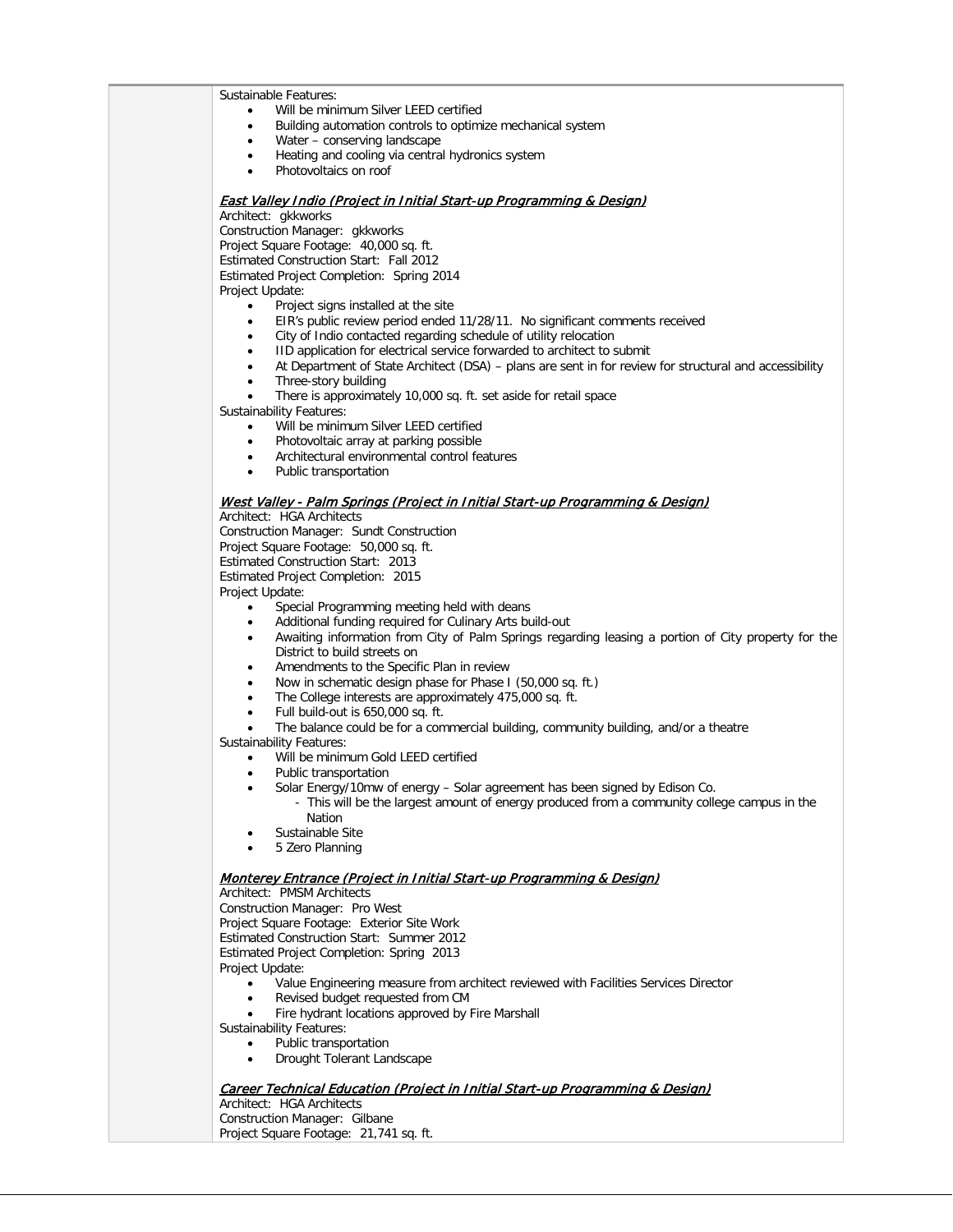Sustainable Features:

- Will be minimum Silver LEED certified
- Building automation controls to optimize mechanical system
- Water – conserving landscape
- Heating and cooling via central hydronics system
- Photovoltaics on roof

***East Valley Indio (Project in Initial Start-up Programming & Design)***

Architect: gkkworks
Construction Manager: gkkworks
Project Square Footage: 40,000 sq. ft.
Estimated Construction Start: Fall 2012
Estimated Project Completion: Spring 2014
Project Update:

- Project signs installed at the site
- EIR's public review period ended 11/28/11. No significant comments received
- City of Indio contacted regarding schedule of utility relocation
- IID application for electrical service forwarded to architect to submit
- At Department of State Architect (DSA) – plans are sent in for review for structural and accessibility
- Three-story building
- There is approximately 10,000 sq. ft. set aside for retail space

Sustainability Features:

- Will be minimum Silver LEED certified
- Photovoltaic array at parking possible
- Architectural environmental control features
- Public transportation

***West Valley - Palm Springs (Project in Initial Start-up Programming & Design)***

Architect: HGA Architects
Construction Manager: Sundt Construction
Project Square Footage: 50,000 sq. ft.
Estimated Construction Start: 2013
Estimated Project Completion: 2015
Project Update:

- Special Programming meeting held with deans
- Additional funding required for Culinary Arts build-out
- Awaiting information from City of Palm Springs regarding leasing a portion of City property for the District to build streets on
- Amendments to the Specific Plan in review
- Now in schematic design phase for Phase I (50,000 sq. ft.)
- The College interests are approximately 475,000 sq. ft.
- Full build-out is 650,000 sq. ft.
- The balance could be for a commercial building, community building, and/or a theatre

Sustainability Features:

- Will be minimum Gold LEED certified
- Public transportation
- Solar Energy/10mw of energy – Solar agreement has been signed by Edison Co.
  - This will be the largest amount of energy produced from a community college campus in the Nation
- Sustainable Site
- 5 Zero Planning

***Monterey Entrance (Project in Initial Start-up Programming & Design)***

Architect: PMSM Architects
Construction Manager: Pro West
Project Square Footage: Exterior Site Work
Estimated Construction Start: Summer 2012
Estimated Project Completion: Spring 2013
Project Update:

- Value Engineering measure from architect reviewed with Facilities Services Director
- Revised budget requested from CM
- Fire hydrant locations approved by Fire Marshall

Sustainability Features:

- Public transportation
- Drought Tolerant Landscape

***Career Technical Education (Project in Initial Start-up Programming & Design)***

Architect: HGA Architects
Construction Manager: Gilbane
Project Square Footage: 21,741 sq. ft.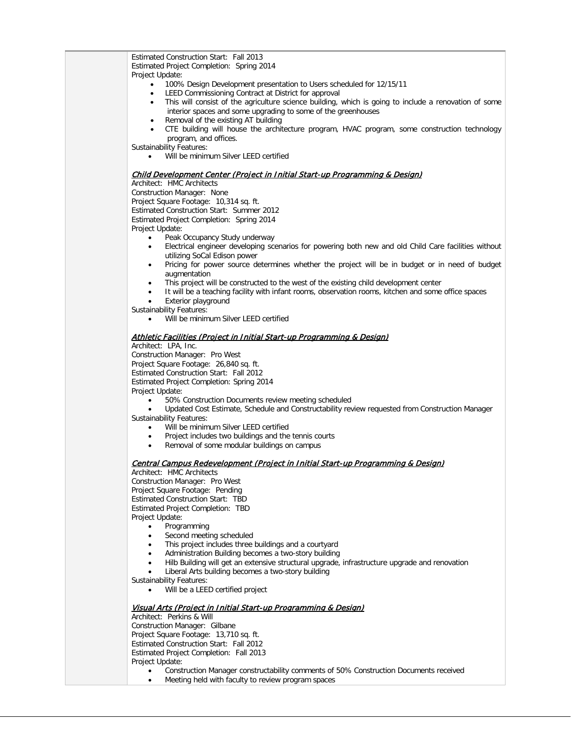Estimated Construction Start: Fall 2013
Estimated Project Completion: Spring 2014
Project Update:

- 100% Design Development presentation to Users scheduled for 12/15/11
- LEED Commissioning Contract at District for approval
- This will consist of the agriculture science building, which is going to include a renovation of some interior spaces and some upgrading to some of the greenhouses
- Removal of the existing AT building
- CTE building will house the architecture program, HVAC program, some construction technology program, and offices.

Sustainability Features:

- Will be minimum Silver LEED certified

*Child Development Center (Project in Initial Start-up Programming & Design)*

Architect: HMC Architects
Construction Manager: None
Project Square Footage: 10,314 sq. ft.
Estimated Construction Start: Summer 2012
Estimated Project Completion: Spring 2014
Project Update:

- Peak Occupancy Study underway
- Electrical engineer developing scenarios for powering both new and old Child Care facilities without utilizing SoCal Edison power
- Pricing for power source determines whether the project will be in budget or in need of budget augmentation
- This project will be constructed to the west of the existing child development center
- It will be a teaching facility with infant rooms, observation rooms, kitchen and some office spaces
- Exterior playground

Sustainability Features:

- Will be minimum Silver LEED certified

*Athletic Facilities (Project in Initial Start-up Programming & Design)*

Architect: LPA, Inc.
Construction Manager: Pro West
Project Square Footage: 26,840 sq. ft.
Estimated Construction Start: Fall 2012
Estimated Project Completion: Spring 2014
Project Update:

- 50% Construction Documents review meeting scheduled
- Updated Cost Estimate, Schedule and Constructability review requested from Construction Manager

Sustainability Features:

- Will be minimum Silver LEED certified
- Project includes two buildings and the tennis courts
- Removal of some modular buildings on campus

*Central Campus Redevelopment (Project in Initial Start-up Programming & Design)*

Architect: HMC Architects
Construction Manager: Pro West
Project Square Footage: Pending
Estimated Construction Start: TBD
Estimated Project Completion: TBD
Project Update:

- Programming
- Second meeting scheduled
- This project includes three buildings and a courtyard
- Administration Building becomes a two-story building
- Hilb Building will get an extensive structural upgrade, infrastructure upgrade and renovation
- Liberal Arts building becomes a two-story building

Sustainability Features:

- Will be a LEED certified project

*Visual Arts (Project in Initial Start-up Programming & Design)*

Architect: Perkins & Will
Construction Manager: Gilbane
Project Square Footage: 13,710 sq. ft.
Estimated Construction Start: Fall 2012
Estimated Project Completion: Fall 2013
Project Update:

- Construction Manager constructability comments of 50% Construction Documents received
- Meeting held with faculty to review program spaces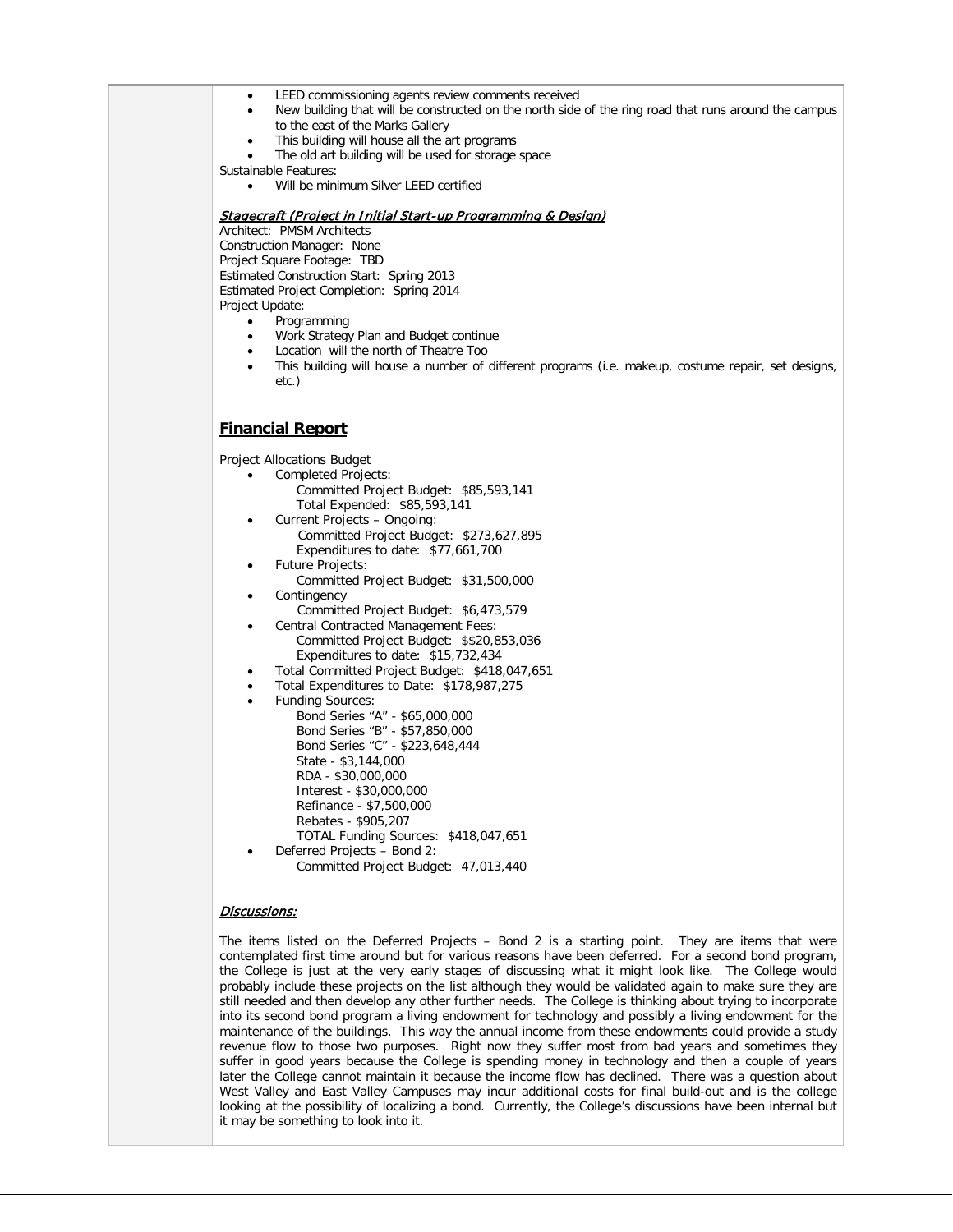- LEED commissioning agents review comments received
- New building that will be constructed on the north side of the ring road that runs around the campus to the east of the Marks Gallery
- This building will house all the art programs
- The old art building will be used for storage space

Sustainable Features:

- Will be minimum Silver LEED certified

***Stagecraft (Project in Initial Start-up Programming & Design)***

Architect: PMSM Architects
Construction Manager: None
Project Square Footage: TBD
Estimated Construction Start: Spring 2013
Estimated Project Completion: Spring 2014
Project Update:

- Programming
- Work Strategy Plan and Budget continue
- Location will the north of Theatre Too
- This building will house a number of different programs (i.e. makeup, costume repair, set designs, etc.)

## Financial Report

Project Allocations Budget

- Completed Projects:
  - Committed Project Budget: $85,593,141
  - Total Expended: $85,593,141
- Current Projects – Ongoing:
  - Committed Project Budget: $273,627,895
  - Expenditures to date: $77,661,700
- Future Projects:
  - Committed Project Budget: $31,500,000
- Contingency
  - Committed Project Budget: $6,473,579
- Central Contracted Management Fees:
  - Committed Project Budget: $$20,853,036
  - Expenditures to date: $15,732,434
- Total Committed Project Budget: $418,047,651
- Total Expenditures to Date: $178,987,275
- Funding Sources:
  - Bond Series "A" - $65,000,000
  - Bond Series "B" - $57,850,000
  - Bond Series "C" - $223,648,444
  - State - $3,144,000
  - RDA - $30,000,000
  - Interest - $30,000,000
  - Refinance - $7,500,000
  - Rebates - $905,207
  - TOTAL Funding Sources: $418,047,651
- Deferred Projects – Bond 2:
  - Committed Project Budget: 47,013,440

***Discussions:***

The items listed on the Deferred Projects – Bond 2 is a starting point. They are items that were contemplated first time around but for various reasons have been deferred. For a second bond program, the College is just at the very early stages of discussing what it might look like. The College would probably include these projects on the list although they would be validated again to make sure they are still needed and then develop any other further needs. The College is thinking about trying to incorporate into its second bond program a living endowment for technology and possibly a living endowment for the maintenance of the buildings. This way the annual income from these endowments could provide a study revenue flow to those two purposes. Right now they suffer most from bad years and sometimes they suffer in good years because the College is spending money in technology and then a couple of years later the College cannot maintain it because the income flow has declined. There was a question about West Valley and East Valley Campuses may incur additional costs for final build-out and is the college looking at the possibility of localizing a bond. Currently, the College's discussions have been internal but it may be something to look into it.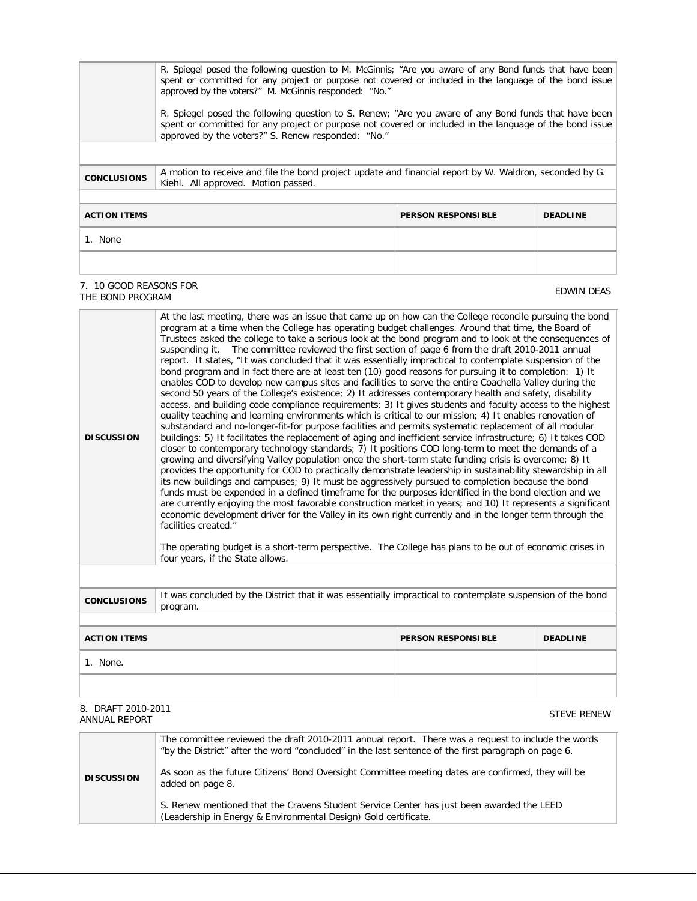| | |
|---|---|
| | R. Spiegel posed the following question to M. McGinnis; "Are you aware of any Bond funds that have been spent or committed for any project or purpose not covered or included in the language of the bond issue approved by the voters?" M. McGinnis responded: "No."<br><br>R. Spiegel posed the following question to S. Renew; "Are you aware of any Bond funds that have been spent or committed for any project or purpose not covered or included in the language of the bond issue approved by the voters?" S. Renew responded: "No." |

| | |
|---|---|
| **CONCLUSIONS** | A motion to receive and file the bond project update and financial report by W. Waldron, seconded by G. Kiehl. All approved. Motion passed. |

| **ACTION ITEMS** | **PERSON RESPONSIBLE** | **DEADLINE** |
|---|---|---|
| 1. None | | |
| | | |

7. 10 GOOD REASONS FOR THE BOND PROGRAM — EDWIN DEAS

| | |
|---|---|
| **DISCUSSION** | At the last meeting, there was an issue that came up on how can the College reconcile pursuing the bond program at a time when the College has operating budget challenges. Around that time, the Board of Trustees asked the college to take a serious look at the bond program and to look at the consequences of suspending it. The committee reviewed the first section of page 6 from the draft 2010-2011 annual report. It states, "It was concluded that it was essentially impractical to contemplate suspension of the bond program and in fact there are at least ten (10) good reasons for pursuing it to completion: 1) It enables COD to develop new campus sites and facilities to serve the entire Coachella Valley during the second 50 years of the College's existence; 2) It addresses contemporary health and safety, disability access, and building code compliance requirements; 3) It gives students and faculty access to the highest quality teaching and learning environments which is critical to our mission; 4) It enables renovation of substandard and no-longer-fit-for purpose facilities and permits systematic replacement of all modular buildings; 5) It facilitates the replacement of aging and inefficient service infrastructure; 6) It takes COD closer to contemporary technology standards; 7) It positions COD long-term to meet the demands of a growing and diversifying Valley population once the short-term state funding crisis is overcome; 8) It provides the opportunity for COD to practically demonstrate leadership in sustainability stewardship in all its new buildings and campuses; 9) It must be aggressively pursued to completion because the bond funds must be expended in a defined timeframe for the purposes identified in the bond election and we are currently enjoying the most favorable construction market in years; and 10) It represents a significant economic development driver for the Valley in its own right currently and in the longer term through the facilities created."<br><br>The operating budget is a short-term perspective. The College has plans to be out of economic crises in four years, if the State allows. |

| | |
|---|---|
| **CONCLUSIONS** | It was concluded by the District that it was essentially impractical to contemplate suspension of the bond program. |

| **ACTION ITEMS** | **PERSON RESPONSIBLE** | **DEADLINE** |
|---|---|---|
| 1. None. | | |
| | | |

8. DRAFT 2010-2011 ANNUAL REPORT — STEVE RENEW

| | |
|---|---|
| **DISCUSSION** | The committee reviewed the draft 2010-2011 annual report. There was a request to include the words "by the District" after the word "concluded" in the last sentence of the first paragraph on page 6.<br><br>As soon as the future Citizens' Bond Oversight Committee meeting dates are confirmed, they will be added on page 8.<br><br>S. Renew mentioned that the Cravens Student Service Center has just been awarded the LEED (Leadership in Energy & Environmental Design) Gold certificate. |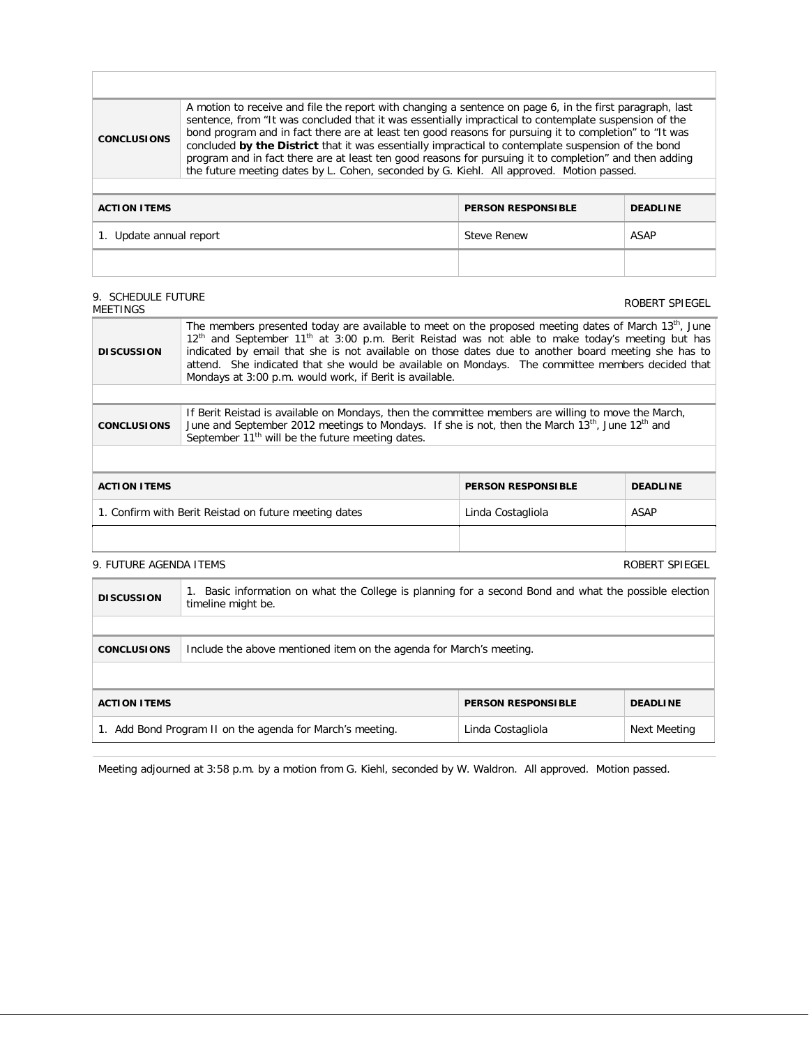| | |
|---|---|
| **CONCLUSIONS** | A motion to receive and file the report with changing a sentence on page 6, in the first paragraph, last sentence, from "It was concluded that it was essentially impractical to contemplate suspension of the bond program and in fact there are at least ten good reasons for pursuing it to completion" to "It was concluded **by the District** that it was essentially impractical to contemplate suspension of the bond program and in fact there are at least ten good reasons for pursuing it to completion" and then adding the future meeting dates by L. Cohen, seconded by G. Kiehl. All approved. Motion passed. |

| **ACTION ITEMS** | **PERSON RESPONSIBLE** | **DEADLINE** |
|---|---|---|
| 1. Update annual report | Steve Renew | ASAP |
| | | |

9. SCHEDULE FUTURE MEETINGS — ROBERT SPIEGEL

| | |
|---|---|
| **DISCUSSION** | The members presented today are available to meet on the proposed meeting dates of March 13th, June 12th and September 11th at 3:00 p.m. Berit Reistad was not able to make today's meeting but has indicated by email that she is not available on those dates due to another board meeting she has to attend. She indicated that she would be available on Mondays. The committee members decided that Mondays at 3:00 p.m. would work, if Berit is available. |
| **CONCLUSIONS** | If Berit Reistad is available on Mondays, then the committee members are willing to move the March, June and September 2012 meetings to Mondays. If she is not, then the March 13th, June 12th and September 11th will be the future meeting dates. |

| **ACTION ITEMS** | **PERSON RESPONSIBLE** | **DEADLINE** |
|---|---|---|
| 1. Confirm with Berit Reistad on future meeting dates | Linda Costagliola | ASAP |
| | | |

9. FUTURE AGENDA ITEMS — ROBERT SPIEGEL

| | |
|---|---|
| **DISCUSSION** | 1. Basic information on what the College is planning for a second Bond and what the possible election timeline might be. |
| **CONCLUSIONS** | Include the above mentioned item on the agenda for March's meeting. |

| **ACTION ITEMS** | **PERSON RESPONSIBLE** | **DEADLINE** |
|---|---|---|
| 1. Add Bond Program II on the agenda for March's meeting. | Linda Costagliola | Next Meeting |

Meeting adjourned at 3:58 p.m. by a motion from G. Kiehl, seconded by W. Waldron. All approved. Motion passed.